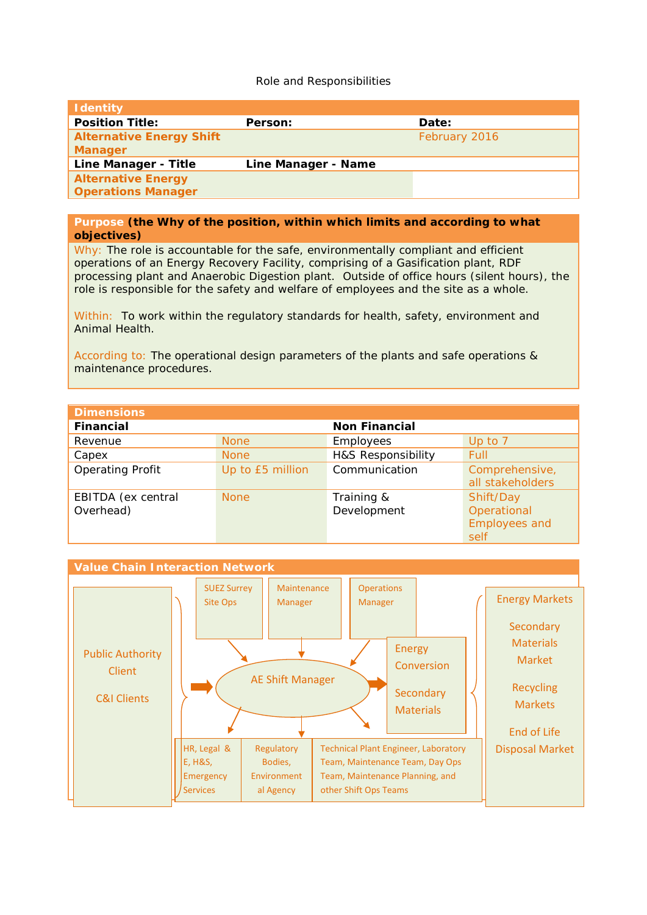Role and Responsibilities

| **Identity** | | |
|---|---|---|
| **Position Title:** | **Person:** | **Date:** |
| **Alternative Energy Shift Manager** | | February 2016 |
| **Line Manager - Title** | **Line Manager - Name** | |
| **Alternative Energy Operations Manager** | | |

**Purpose (the Why of the position, within which limits and according to what objectives)**

Why: The role is accountable for the safe, environmentally compliant and efficient operations of an Energy Recovery Facility, comprising of a Gasification plant, RDF processing plant and Anaerobic Digestion plant. Outside of office hours (silent hours), the role is responsible for the safety and welfare of employees and the site as a whole.

Within: To work within the regulatory standards for health, safety, environment and Animal Health.

According to: The operational design parameters of the plants and safe operations & maintenance procedures.

| **Dimensions** | | | |
|---|---|---|---|
| **Financial** | | **Non Financial** | |
| Revenue | None | Employees | Up to 7 |
| Capex | None | H&S Responsibility | Full |
| Operating Profit | Up to £5 million | Communication | Comprehensive, all stakeholders |
| EBITDA (ex central Overhead) | None | Training & Development | Shift/Day Operational Employees and self |

**Value Chain Interaction Network**

- Public Authority Client
- C&I Clients
- SUEZ Surrey Site Ops
- Maintenance Manager
- Operations Manager
- AE Shift Manager
- Energy Conversion
- Secondary Materials
- HR, Legal & E, H&S, Emergency Services
- Regulatory Bodies, Environment al Agency
- Technical Plant Engineer, Laboratory Team, Maintenance Team, Day Ops Team, Maintenance Planning, and other Shift Ops Teams
- Energy Markets
- Secondary Materials Market
- Recycling Markets
- End of Life Disposal Market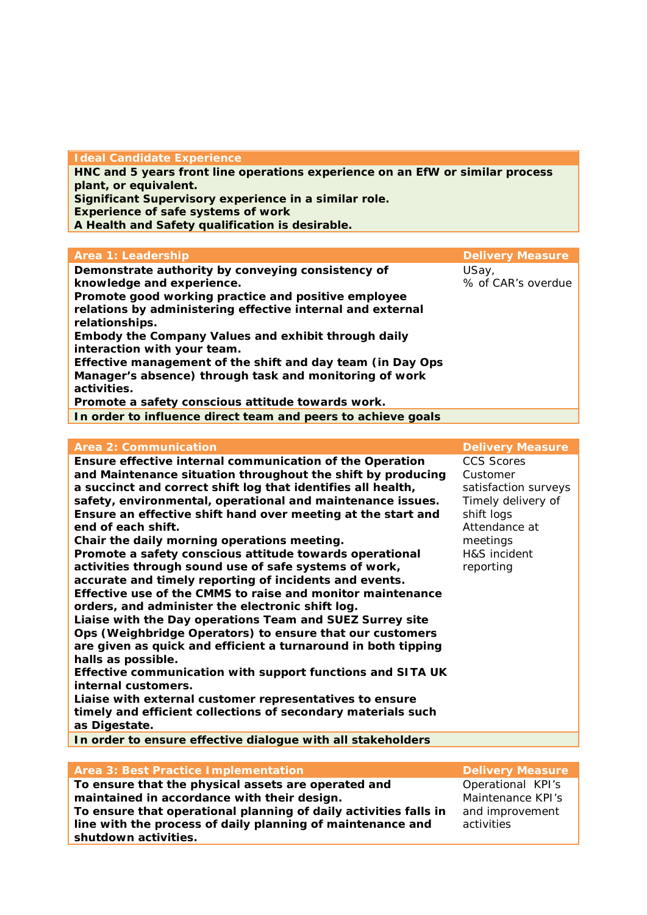| Ideal Candidate Experience |
| --- |
| **HNC and 5 years front line operations experience on an EfW or similar process plant, or equivalent.**<br>**Significant Supervisory experience in a similar role.**<br>**Experience of safe systems of work**<br>**A Health and Safety qualification is desirable.** |

| Area 1: Leadership | Delivery Measure |
| --- | --- |
| **Demonstrate authority by conveying consistency of knowledge and experience.**<br>**Promote good working practice and positive employee relations by administering effective internal and external relationships.**<br>**Embody the Company Values and exhibit through daily interaction with your team.**<br>**Effective management of the shift and day team (in Day Ops Manager's absence) through task and monitoring of work activities.**<br>**Promote a safety conscious attitude towards work.** | USay,<br>% of CAR's overdue |
| **In order to influence direct team and peers to achieve goals** | |

| Area 2: Communication | Delivery Measure |
| --- | --- |
| **Ensure effective internal communication of the Operation and Maintenance situation throughout the shift by producing a succinct and correct shift log that identifies all health, safety, environmental, operational and maintenance issues.**<br>**Ensure an effective shift hand over meeting at the start and end of each shift.**<br>**Chair the daily morning operations meeting.**<br>**Promote a safety conscious attitude towards operational activities through sound use of safe systems of work, accurate and timely reporting of incidents and events.**<br>**Effective use of the CMMS to raise and monitor maintenance orders, and administer the electronic shift log.**<br>**Liaise with the Day operations Team and SUEZ Surrey site Ops (Weighbridge Operators) to ensure that our customers are given as quick and efficient a turnaround in both tipping halls as possible.**<br>**Effective communication with support functions and SITA UK internal customers.**<br>**Liaise with external customer representatives to ensure timely and efficient collections of secondary materials such as Digestate.** | CCS Scores<br>Customer satisfaction surveys<br>Timely delivery of shift logs<br>Attendance at meetings<br>H&S incident reporting |
| **In order to ensure effective dialogue with all stakeholders** | |

| Area 3: Best Practice Implementation | Delivery Measure |
| --- | --- |
| **To ensure that the physical assets are operated and maintained in accordance with their design.**<br>**To ensure that operational planning of daily activities falls in line with the process of daily planning of maintenance and shutdown activities.** | Operational KPI's<br>Maintenance KPI's and improvement activities |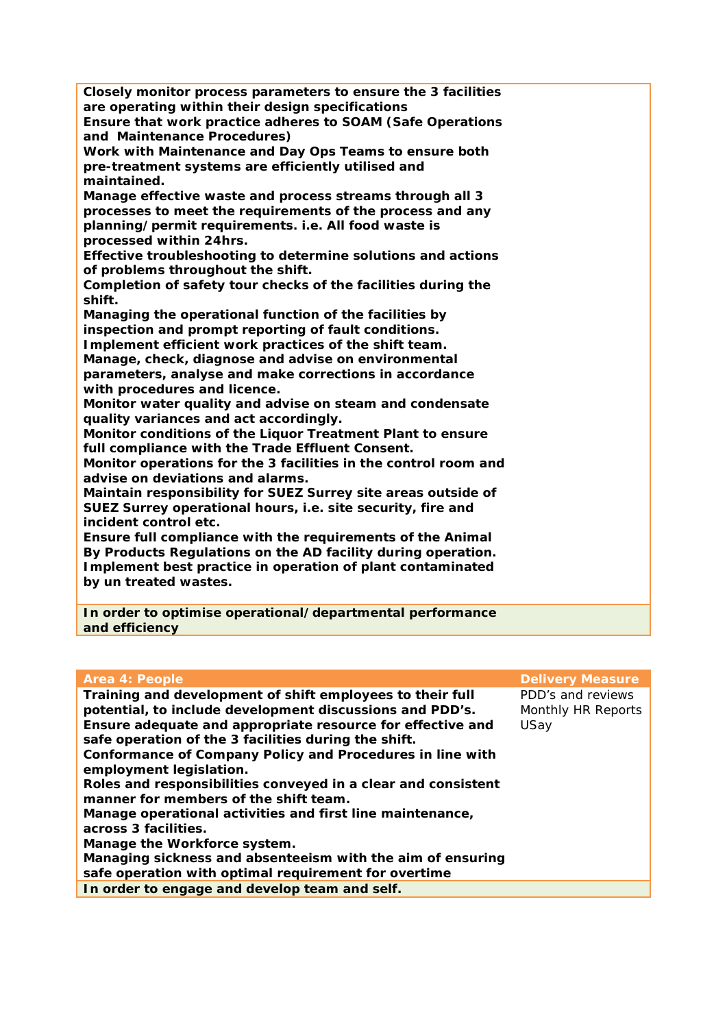| | |
|---|---|
| **Closely monitor process parameters to ensure the 3 facilities are operating within their design specifications**<br>**Ensure that work practice adheres to SOAM (Safe Operations and Maintenance Procedures)**<br>**Work with Maintenance and Day Ops Teams to ensure both pre-treatment systems are efficiently utilised and maintained.**<br>**Manage effective waste and process streams through all 3 processes to meet the requirements of the process and any planning/permit requirements. i.e. All food waste is processed within 24hrs.**<br>**Effective troubleshooting to determine solutions and actions of problems throughout the shift.**<br>**Completion of safety tour checks of the facilities during the shift.**<br>**Managing the operational function of the facilities by inspection and prompt reporting of fault conditions.**<br>**Implement efficient work practices of the shift team.**<br>**Manage, check, diagnose and advise on environmental parameters, analyse and make corrections in accordance with procedures and licence.**<br>**Monitor water quality and advise on steam and condensate quality variances and act accordingly.**<br>**Monitor conditions of the Liquor Treatment Plant to ensure full compliance with the Trade Effluent Consent.**<br>**Monitor operations for the 3 facilities in the control room and advise on deviations and alarms.**<br>**Maintain responsibility for SUEZ Surrey site areas outside of SUEZ Surrey operational hours, i.e. site security, fire and incident control etc.**<br>**Ensure full compliance with the requirements of the Animal By Products Regulations on the AD facility during operation.**<br>**Implement best practice in operation of plant contaminated by un treated wastes.** | |
| **In order to optimise operational/departmental performance and efficiency** | |

| Area 4: People | Delivery Measure |
|---|---|
| **Training and development of shift employees to their full potential, to include development discussions and PDD's.**<br>**Ensure adequate and appropriate resource for effective and safe operation of the 3 facilities during the shift.**<br>**Conformance of Company Policy and Procedures in line with employment legislation.**<br>**Roles and responsibilities conveyed in a clear and consistent manner for members of the shift team.**<br>**Manage operational activities and first line maintenance, across 3 facilities.**<br>**Manage the Workforce system.**<br>**Managing sickness and absenteeism with the aim of ensuring safe operation with optimal requirement for overtime** | PDD's and reviews<br>Monthly HR Reports<br>USay |
| **In order to engage and develop team and self.** | |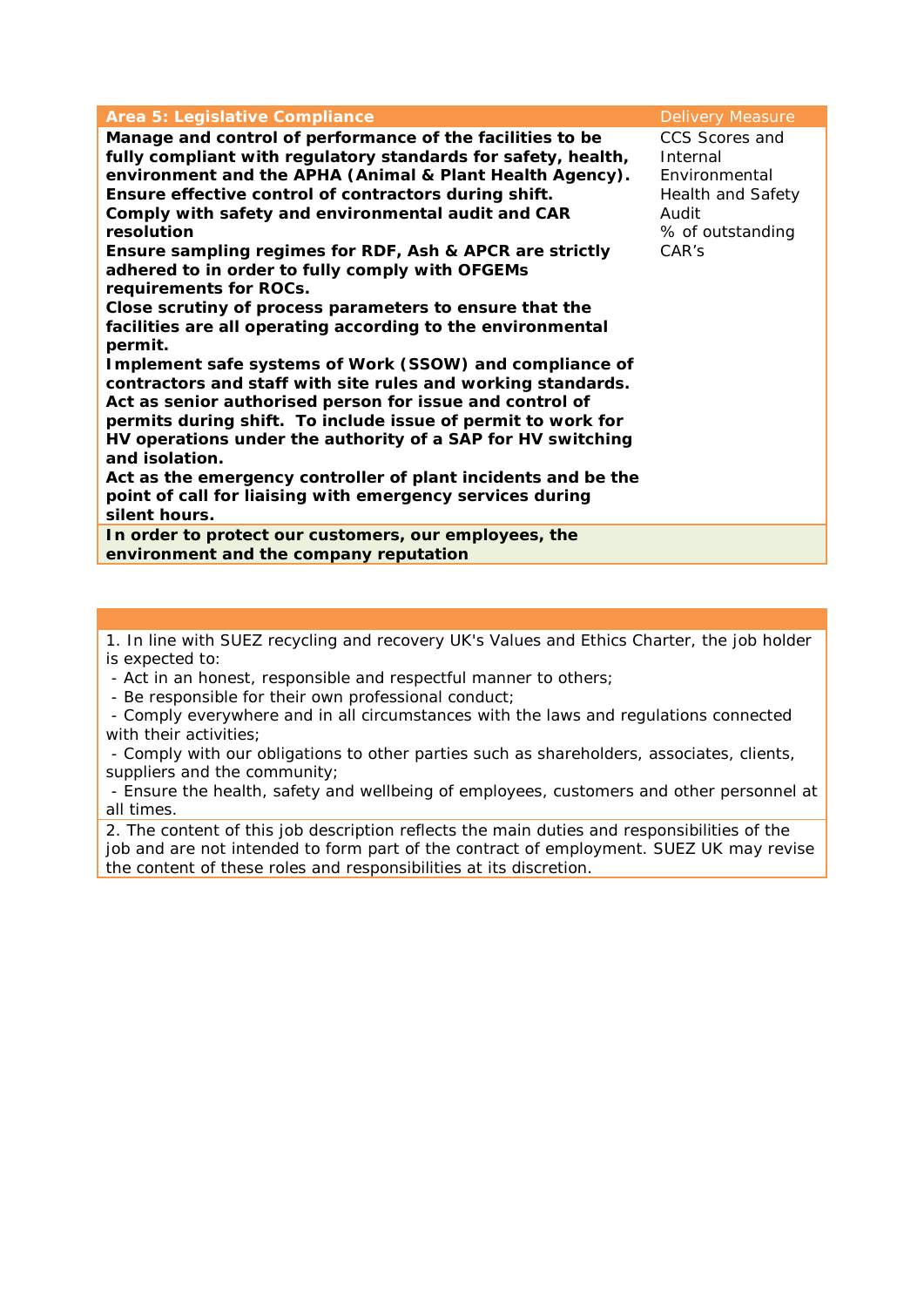| Area 5: Legislative Compliance | Delivery Measure |
| --- | --- |
| **Manage and control of performance of the facilities to be fully compliant with regulatory standards for safety, health, environment and the APHA (Animal & Plant Health Agency).**<br>**Ensure effective control of contractors during shift.**<br>**Comply with safety and environmental audit and CAR resolution**<br>**Ensure sampling regimes for RDF, Ash & APCR are strictly adhered to in order to fully comply with OFGEMs requirements for ROCs.**<br>**Close scrutiny of process parameters to ensure that the facilities are all operating according to the environmental permit.**<br>**Implement safe systems of Work (SSOW) and compliance of contractors and staff with site rules and working standards.**<br>**Act as senior authorised person for issue and control of permits during shift. To include issue of permit to work for HV operations under the authority of a SAP for HV switching and isolation.**<br>**Act as the emergency controller of plant incidents and be the point of call for liaising with emergency services during silent hours.** | CCS Scores and Internal Environmental Health and Safety Audit<br>% of outstanding CAR's |
| **In order to protect our customers, our employees, the environment and the company reputation** | |

1. In line with SUEZ recycling and recovery UK's Values and Ethics Charter, the job holder is expected to:
   - Act in an honest, responsible and respectful manner to others;
   - Be responsible for their own professional conduct;
   - Comply everywhere and in all circumstances with the laws and regulations connected with their activities;
   - Comply with our obligations to other parties such as shareholders, associates, clients, suppliers and the community;
   - Ensure the health, safety and wellbeing of employees, customers and other personnel at all times.

2. The content of this job description reflects the main duties and responsibilities of the job and are not intended to form part of the contract of employment. SUEZ UK may revise the content of these roles and responsibilities at its discretion.